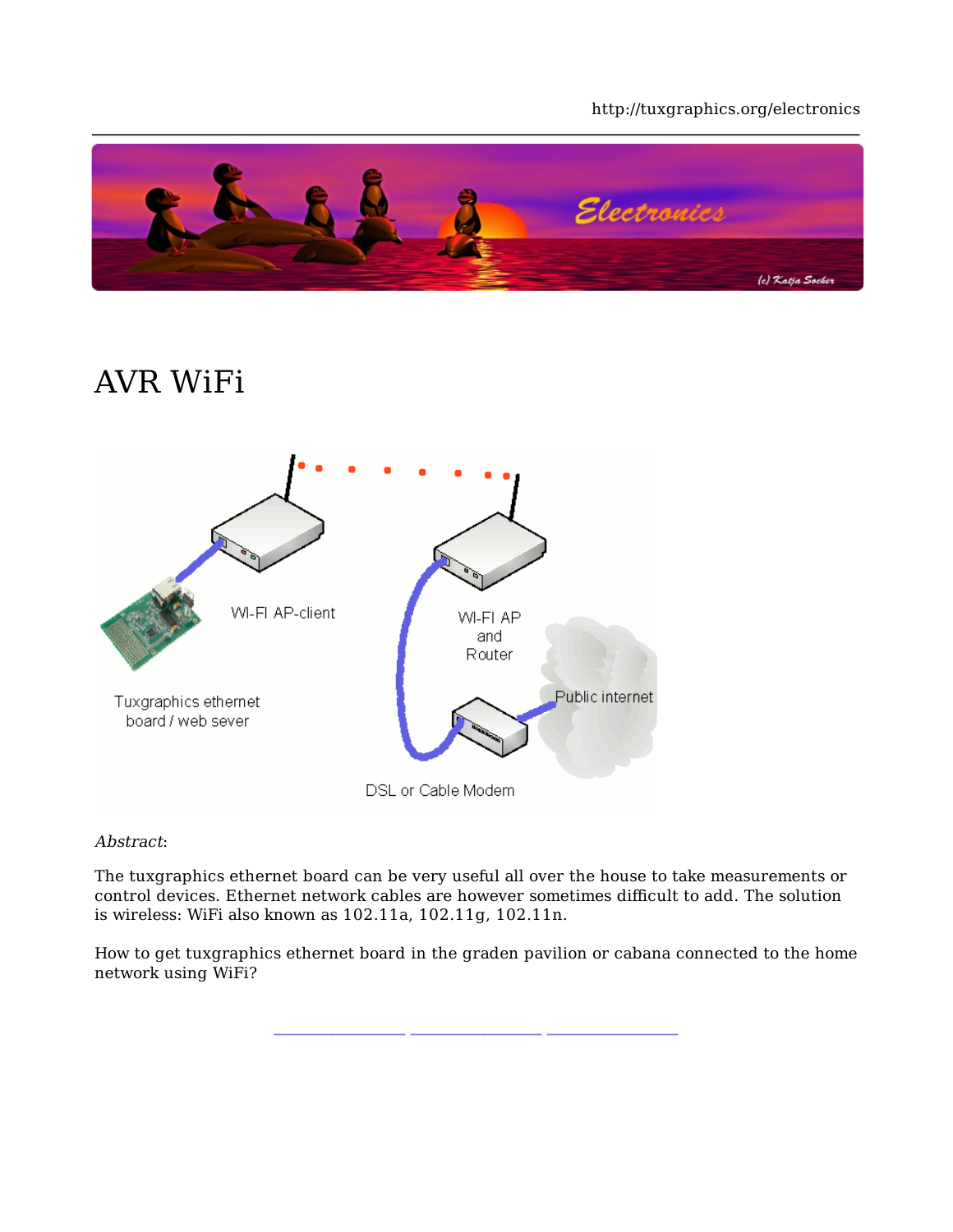# AVR WiFi

*Abstract*:

The tuxgraphics ethernet board can be very useful all over the house to take measurements or control devices. Ethernet network cables are however sometimes difficult to add. The solution is wireless: WiFi also known as 102.11a, 102.11g, 102.11n.

How to get tuxgraphics ethernet board in the graden pavilion or cabana connected to the home network using WiFi?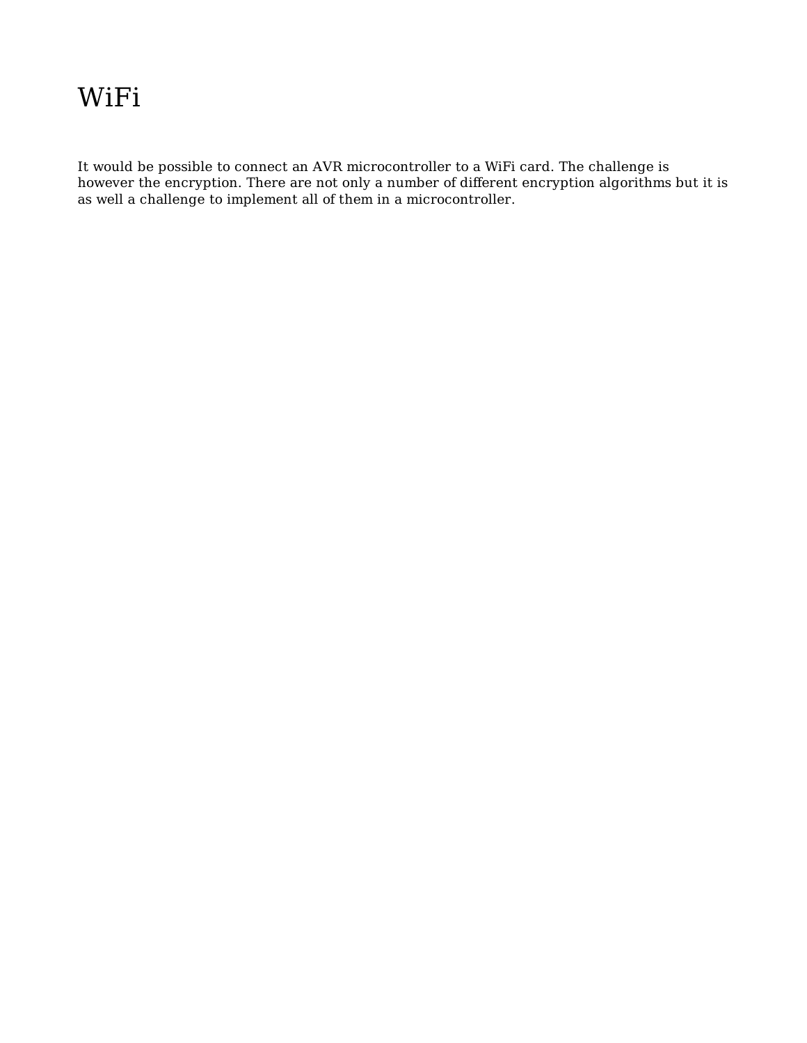# WiFi

It would be possible to connect an AVR microcontroller to a WiFi card. The challenge is however the encryption. There are not only a number of different encryption algorithms but it is as well a challenge to implement all of them in a microcontroller.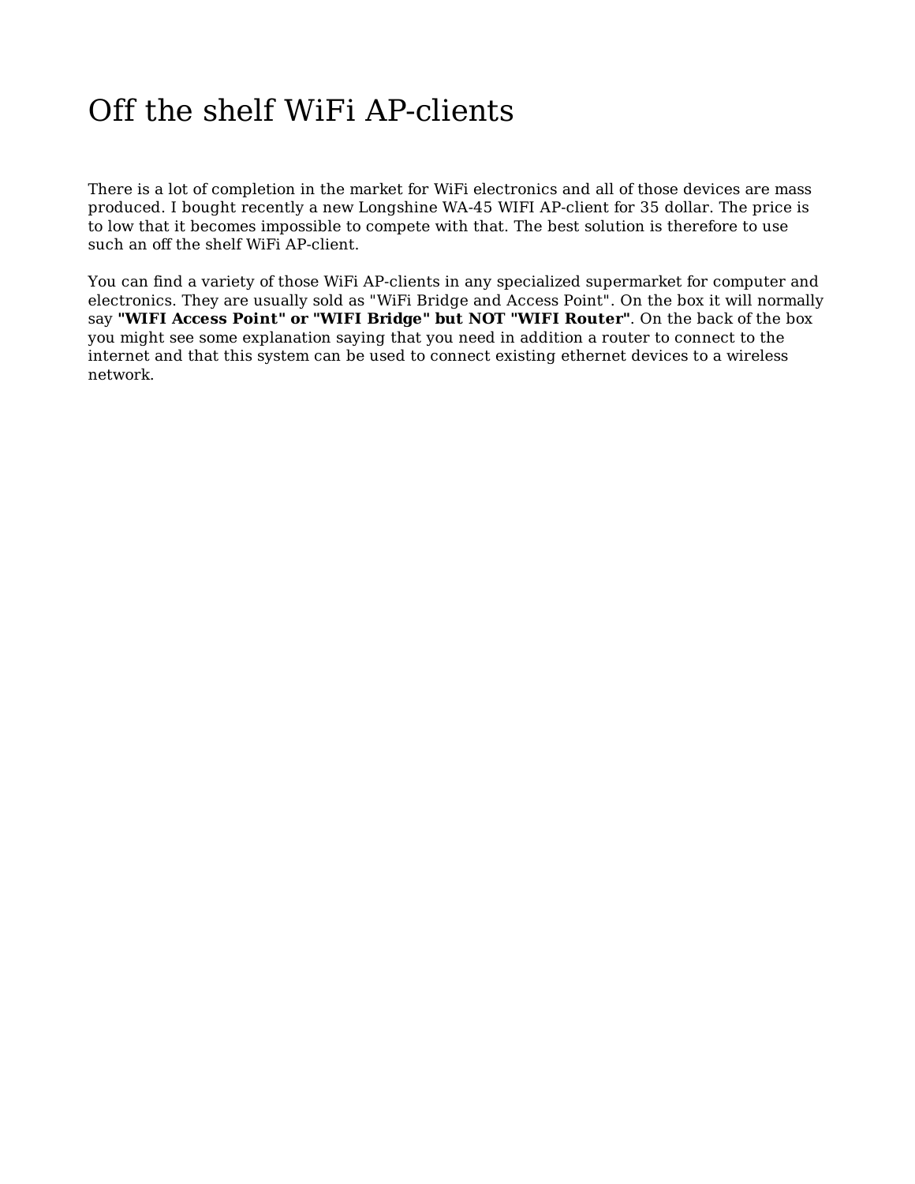# Off the shelf WiFi AP-clients

There is a lot of completion in the market for WiFi electronics and all of those devices are mass produced. I bought recently a new Longshine WA-45 WIFI AP-client for 35 dollar. The price is to low that it becomes impossible to compete with that. The best solution is therefore to use such an off the shelf WiFi AP-client.

You can find a variety of those WiFi AP-clients in any specialized supermarket for computer and electronics. They are usually sold as "WiFi Bridge and Access Point". On the box it will normally say **"WIFI Access Point" or "WIFI Bridge" but NOT "WIFI Router"**. On the back of the box you might see some explanation saying that you need in addition a router to connect to the internet and that this system can be used to connect existing ethernet devices to a wireless network.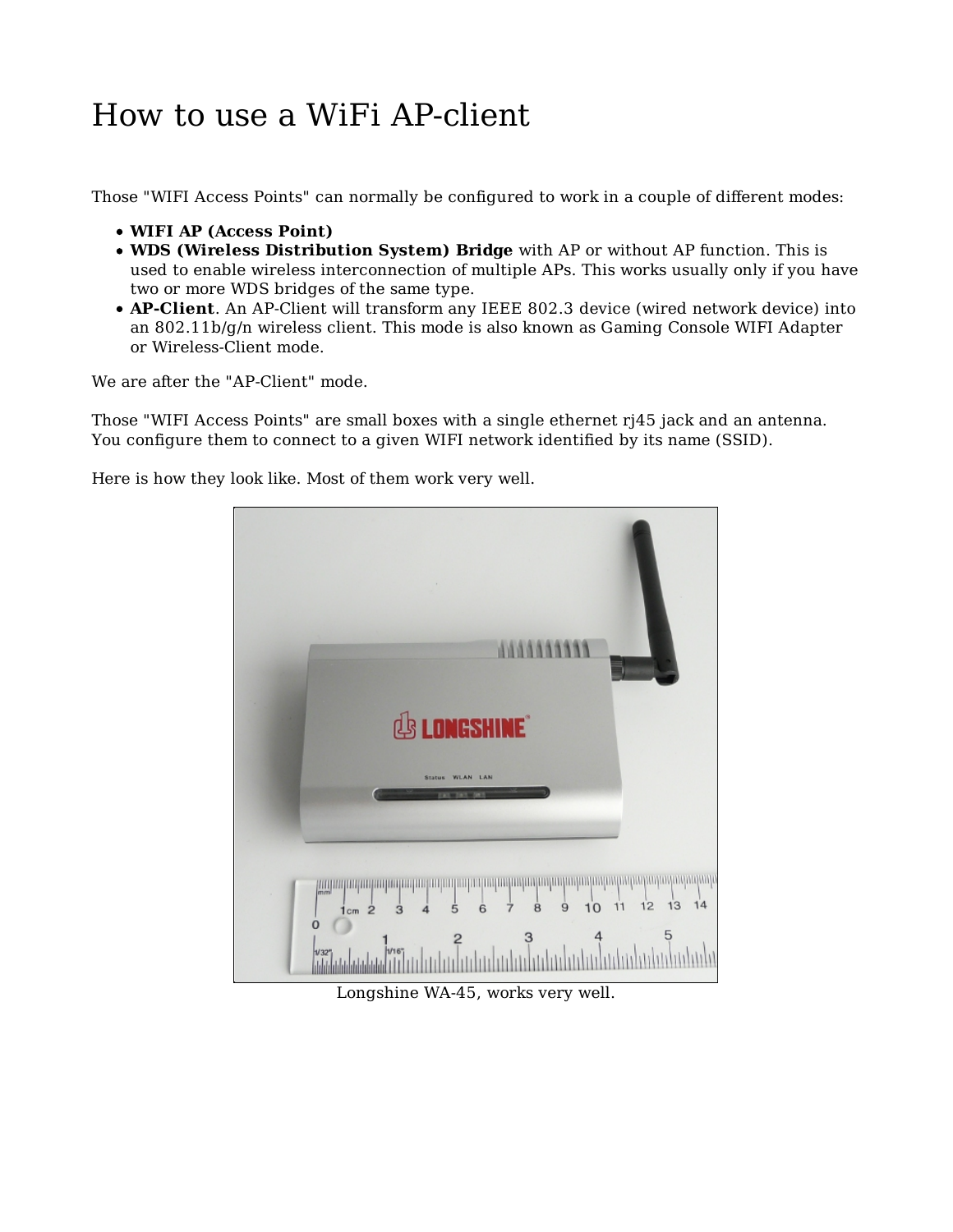# How to use a WiFi AP-client

Those "WIFI Access Points" can normally be configured to work in a couple of different modes:

- **WIFI AP (Access Point)**
- **WDS (Wireless Distribution System) Bridge** with AP or without AP function. This is used to enable wireless interconnection of multiple APs. This works usually only if you have two or more WDS bridges of the same type.
- **AP-Client**. An AP-Client will transform any IEEE 802.3 device (wired network device) into an 802.11b/g/n wireless client. This mode is also known as Gaming Console WIFI Adapter or Wireless-Client mode.

We are after the "AP-Client" mode.

Those "WIFI Access Points" are small boxes with a single ethernet rj45 jack and an antenna. You configure them to connect to a given WIFI network identified by its name (SSID).

Here is how they look like. Most of them work very well.

Longshine WA-45, works very well.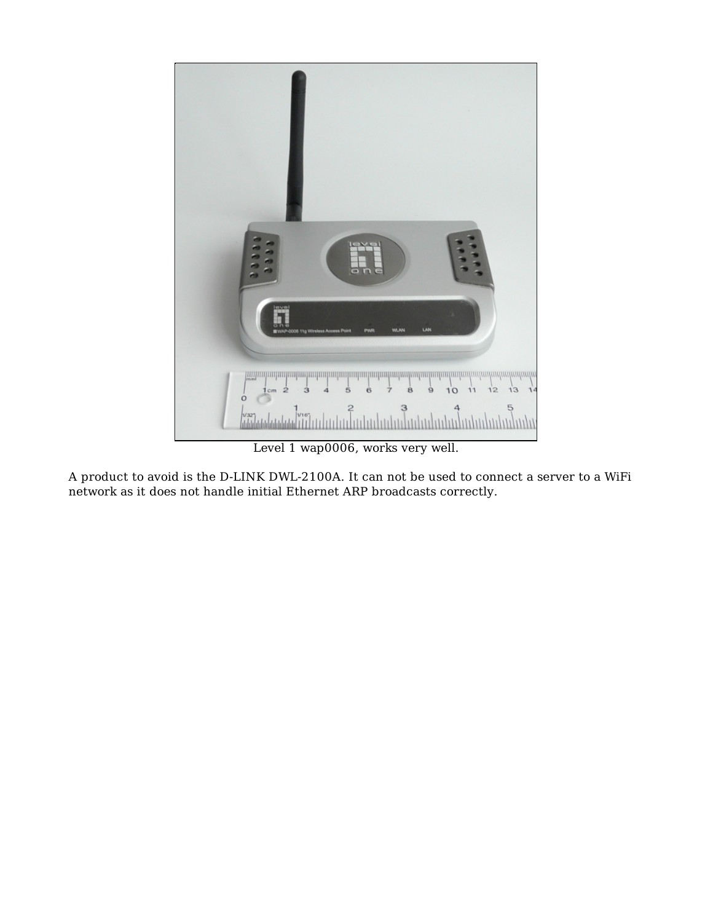Level 1 wap0006, works very well.

A product to avoid is the D-LINK DWL-2100A. It can not be used to connect a server to a WiFi network as it does not handle initial Ethernet ARP broadcasts correctly.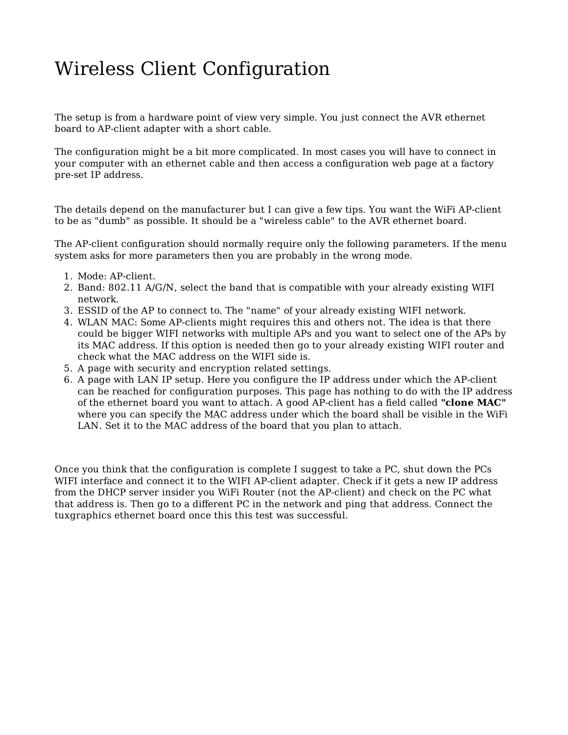# Wireless Client Configuration

The setup is from a hardware point of view very simple. You just connect the AVR ethernet board to AP-client adapter with a short cable.

The configuration might be a bit more complicated. In most cases you will have to connect in your computer with an ethernet cable and then access a configuration web page at a factory pre-set IP address.

The details depend on the manufacturer but I can give a few tips. You want the WiFi AP-client to be as "dumb" as possible. It should be a "wireless cable" to the AVR ethernet board.

The AP-client configuration should normally require only the following parameters. If the menu system asks for more parameters then you are probably in the wrong mode.

1. Mode: AP-client.
2. Band: 802.11 A/G/N, select the band that is compatible with your already existing WIFI network.
3. ESSID of the AP to connect to. The "name" of your already existing WIFI network.
4. WLAN MAC: Some AP-clients might requires this and others not. The idea is that there could be bigger WIFI networks with multiple APs and you want to select one of the APs by its MAC address. If this option is needed then go to your already existing WIFI router and check what the MAC address on the WIFI side is.
5. A page with security and encryption related settings.
6. A page with LAN IP setup. Here you configure the IP address under which the AP-client can be reached for configuration purposes. This page has nothing to do with the IP address of the ethernet board you want to attach. A good AP-client has a field called **"clone MAC"** where you can specify the MAC address under which the board shall be visible in the WiFi LAN. Set it to the MAC address of the board that you plan to attach.

Once you think that the configuration is complete I suggest to take a PC, shut down the PCs WIFI interface and connect it to the WIFI AP-client adapter. Check if it gets a new IP address from the DHCP server insider you WiFi Router (not the AP-client) and check on the PC what that address is. Then go to a different PC in the network and ping that address. Connect the tuxgraphics ethernet board once this this test was successful.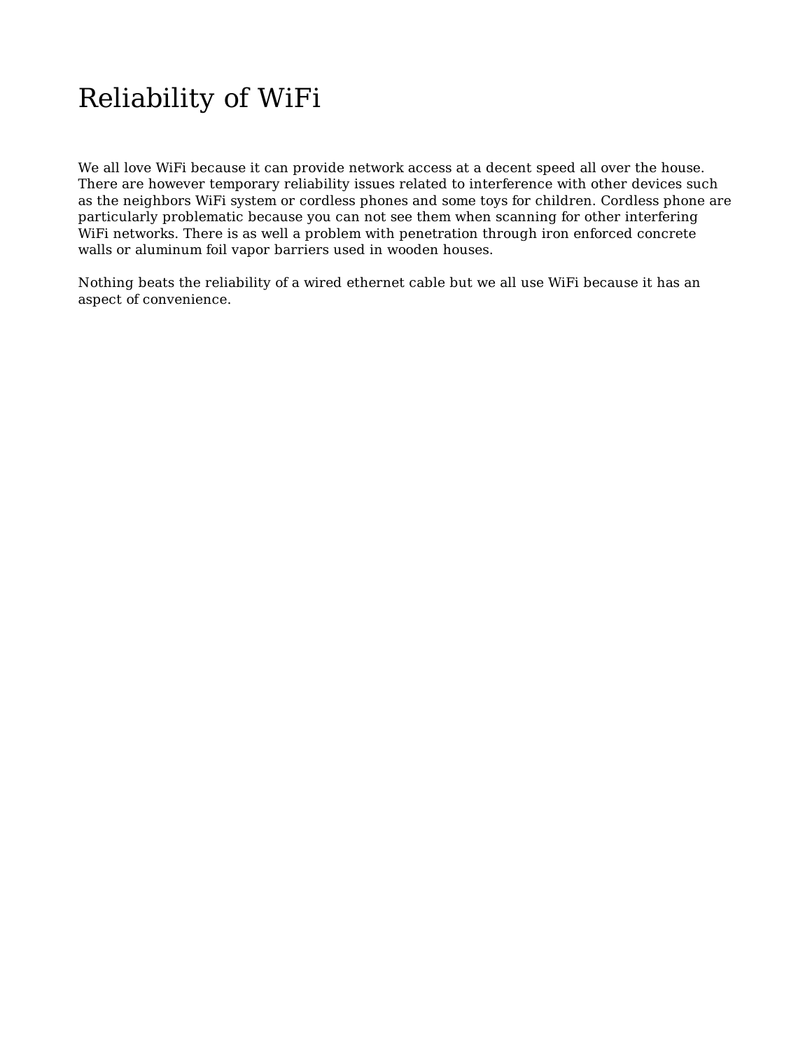# Reliability of WiFi

We all love WiFi because it can provide network access at a decent speed all over the house. There are however temporary reliability issues related to interference with other devices such as the neighbors WiFi system or cordless phones and some toys for children. Cordless phone are particularly problematic because you can not see them when scanning for other interfering WiFi networks. There is as well a problem with penetration through iron enforced concrete walls or aluminum foil vapor barriers used in wooden houses.

Nothing beats the reliability of a wired ethernet cable but we all use WiFi because it has an aspect of convenience.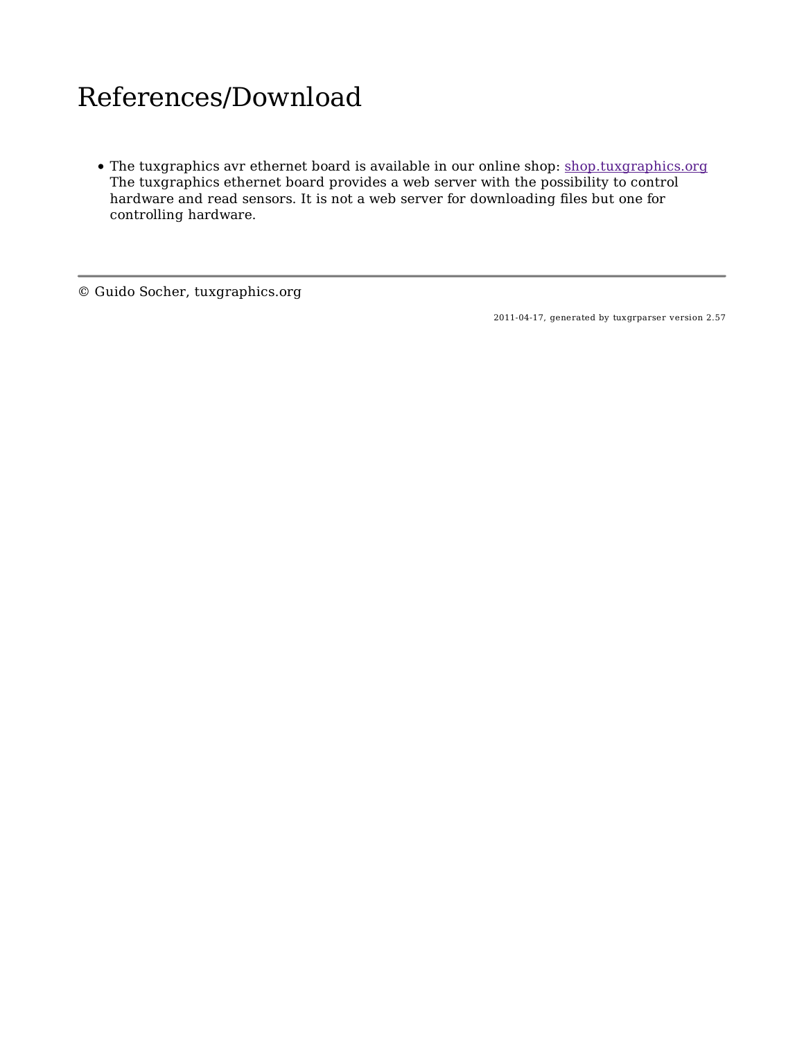# References/Download

- The tuxgraphics avr ethernet board is available in our online shop: [shop.tuxgraphics.org](shop.tuxgraphics.org)
  The tuxgraphics ethernet board provides a web server with the possibility to control hardware and read sensors. It is not a web server for downloading files but one for controlling hardware.

---

© Guido Socher, tuxgraphics.org

2011-04-17, generated by tuxgrparser version 2.57